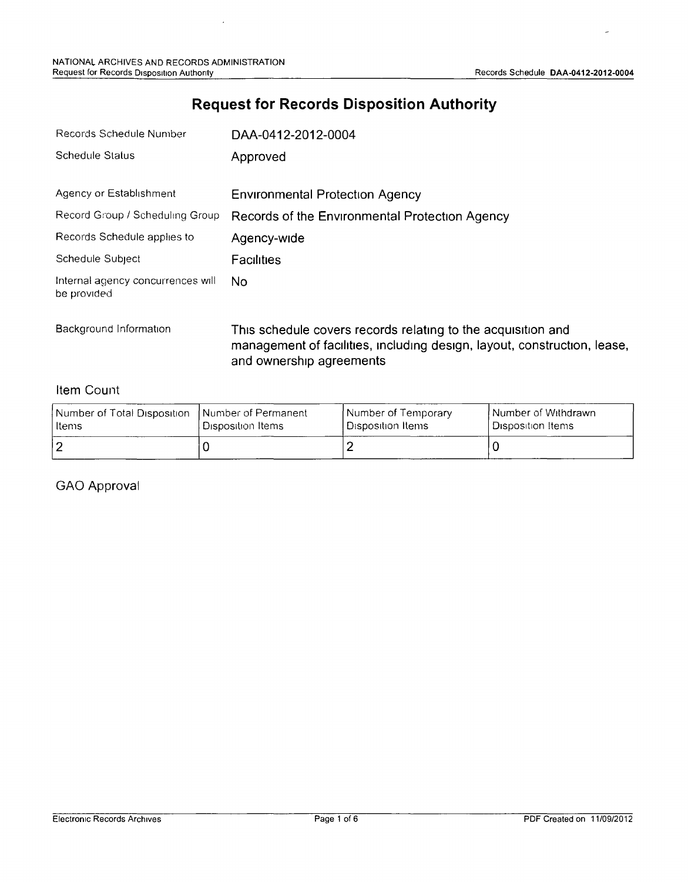# Request for Records Disposition Authority

| | |
|---|---|
| Records Schedule Number | DAA-0412-2012-0004 |
| Schedule Status | Approved |
| Agency or Establishment | Environmental Protection Agency |
| Record Group / Scheduling Group | Records of the Environmental Protection Agency |
| Records Schedule applies to | Agency-wide |
| Schedule Subject | Facilities |
| Internal agency concurrences will be provided | No |
| Background Information | This schedule covers records relating to the acquisition and management of facilities, including design, layout, construction, lease, and ownership agreements |

## Item Count

| Number of Total Disposition Items | Number of Permanent Disposition Items | Number of Temporary Disposition Items | Number of Withdrawn Disposition Items |
|---|---|---|---|
| 2 | 0 | 2 | 0 |

## GAO Approval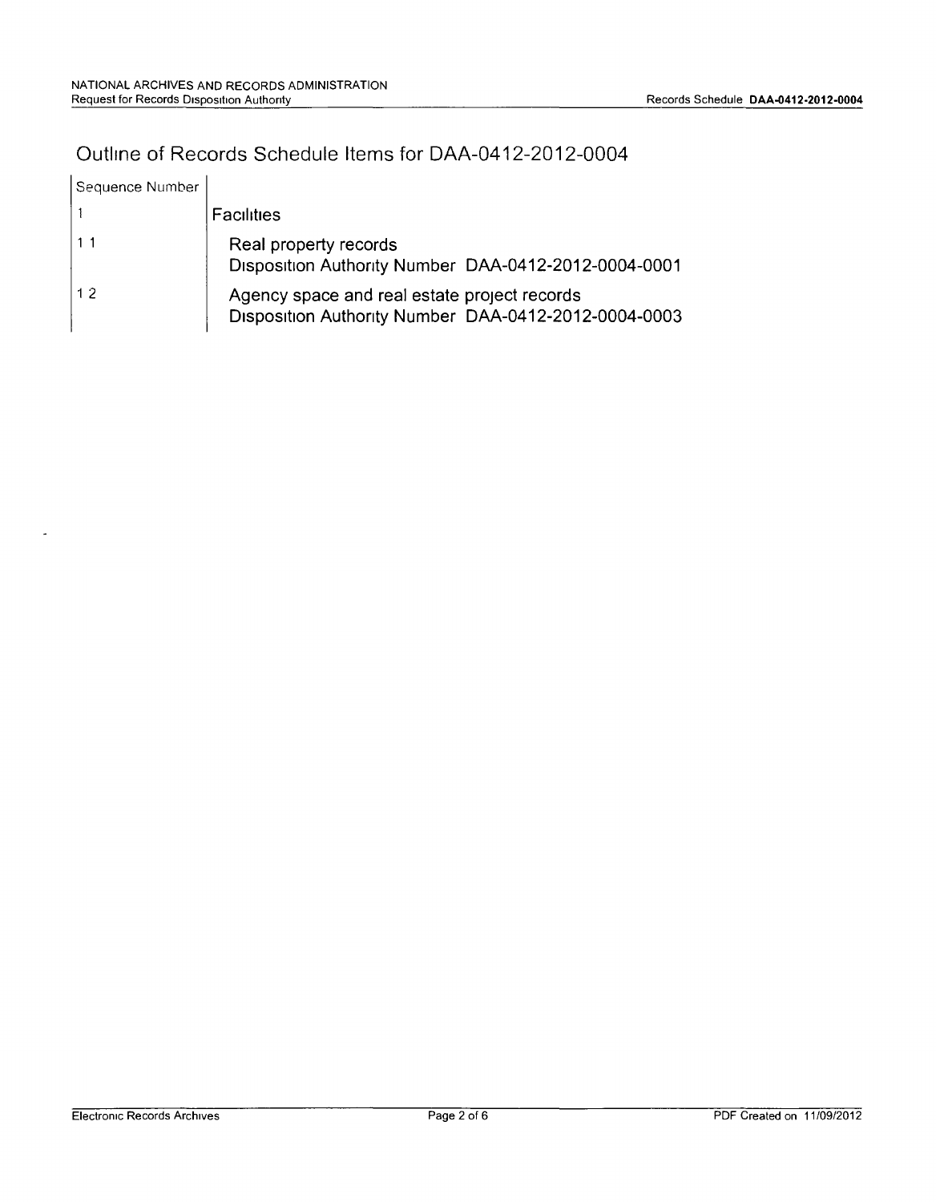# Outline of Records Schedule Items for DAA-0412-2012-0004

| Sequence Number | |
|---|---|
| 1 | Facilities |
| 1 1 | Real property records<br>Disposition Authority Number DAA-0412-2012-0004-0001 |
| 1 2 | Agency space and real estate project records<br>Disposition Authority Number DAA-0412-2012-0004-0003 |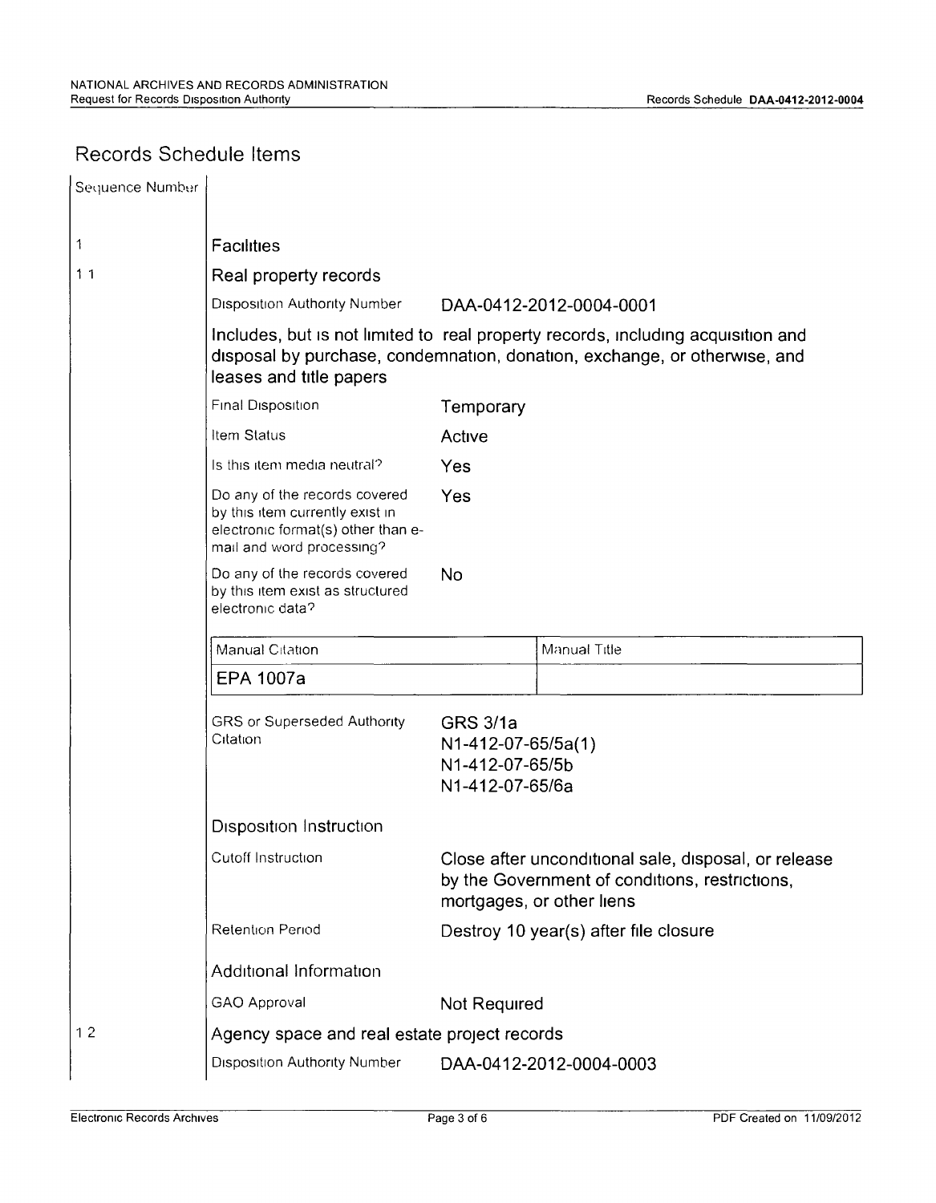## Records Schedule Items

| Sequence Number | |
|---|---|
| 1 | **Facilities** |
| 1.1 | **Real property records** |

Disposition Authority Number: DAA-0412-2012-0004-0001

Includes, but is not limited to real property records, including acquisition and disposal by purchase, condemnation, donation, exchange, or otherwise, and leases and title papers

| | |
|---|---|
| Final Disposition | Temporary |
| Item Status | Active |
| Is this item media neutral? | Yes |
| Do any of the records covered by this item currently exist in electronic format(s) other than e-mail and word processing? | Yes |
| Do any of the records covered by this item exist as structured electronic data? | No |

| Manual Citation | Manual Title |
|---|---|
| EPA 1007a | |

| | |
|---|---|
| GRS or Superseded Authority Citation | GRS 3/1a<br>N1-412-07-65/5a(1)<br>N1-412-07-65/5b<br>N1-412-07-65/6a |

### Disposition Instruction

| | |
|---|---|
| Cutoff Instruction | Close after unconditional sale, disposal, or release by the Government of conditions, restrictions, mortgages, or other liens |
| Retention Period | Destroy 10 year(s) after file closure |

### Additional Information

| | |
|---|---|
| GAO Approval | Not Required |

| Sequence Number | |
|---|---|
| 1.2 | **Agency space and real estate project records** |

Disposition Authority Number: DAA-0412-2012-0004-0003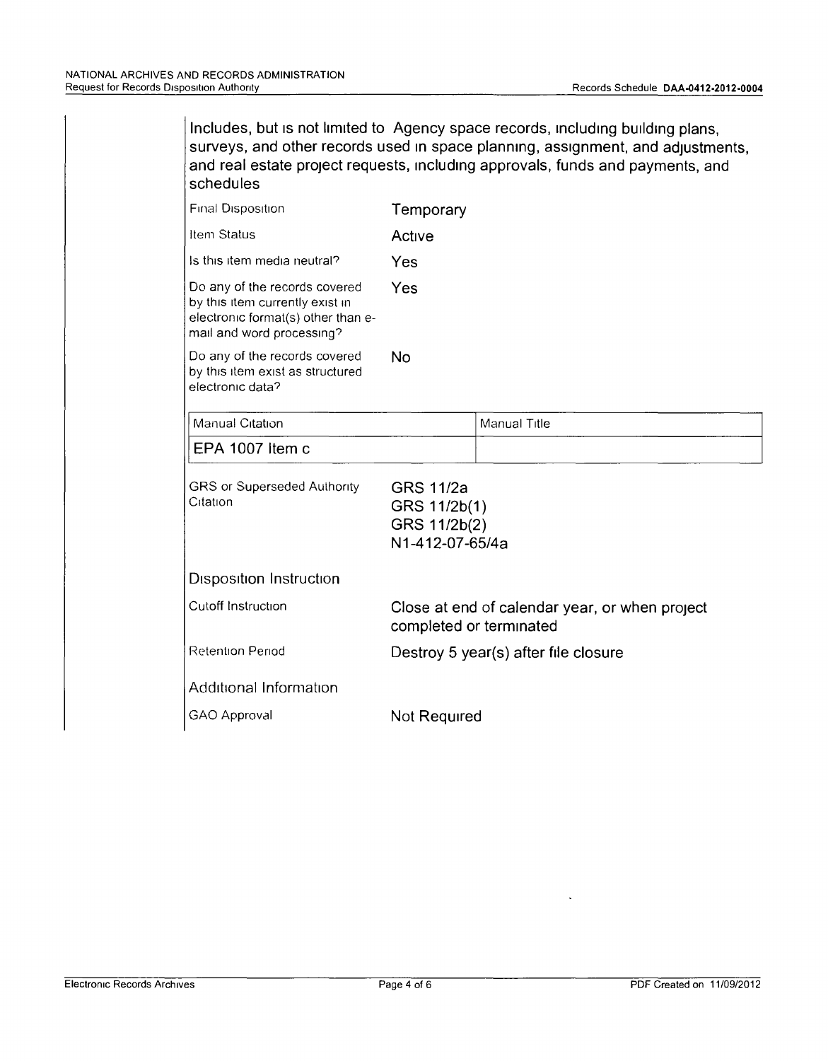Includes, but is not limited to Agency space records, including building plans, surveys, and other records used in space planning, assignment, and adjustments, and real estate project requests, including approvals, funds and payments, and schedules

| | |
|---|---|
| Final Disposition | Temporary |
| Item Status | Active |
| Is this item media neutral? | Yes |
| Do any of the records covered by this item currently exist in electronic format(s) other than e-mail and word processing? | Yes |
| Do any of the records covered by this item exist as structured electronic data? | No |

| Manual Citation | Manual Title |
|---|---|
| EPA 1007 Item c | |

| | |
|---|---|
| GRS or Superseded Authority Citation | GRS 11/2a<br>GRS 11/2b(1)<br>GRS 11/2b(2)<br>N1-412-07-65/4a |

**Disposition Instruction**

| | |
|---|---|
| Cutoff Instruction | Close at end of calendar year, or when project completed or terminated |
| Retention Period | Destroy 5 year(s) after file closure |

**Additional Information**

| | |
|---|---|
| GAO Approval | Not Required |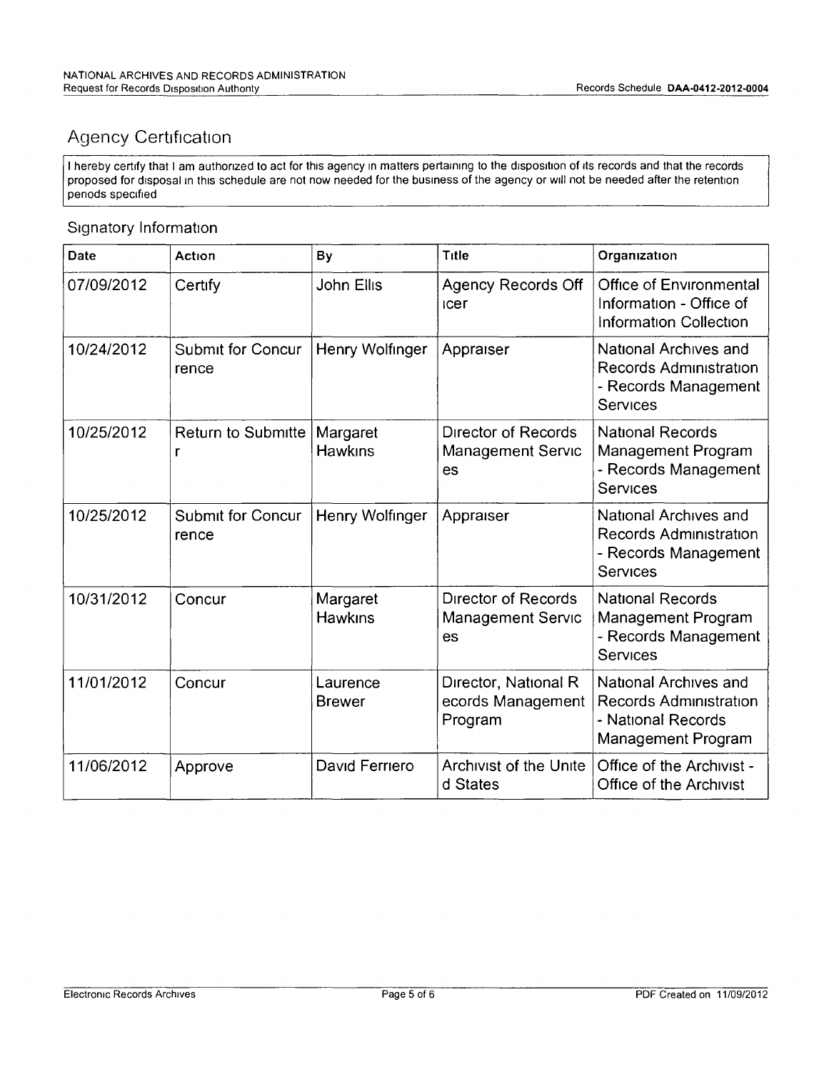## Agency Certification

I hereby certify that I am authorized to act for this agency in matters pertaining to the disposition of its records and that the records proposed for disposal in this schedule are not now needed for the business of the agency or will not be needed after the retention periods specified

### Signatory Information

| Date | Action | By | Title | Organization |
|---|---|---|---|---|
| 07/09/2012 | Certify | John Ellis | Agency Records Officer | Office of Environmental Information - Office of Information Collection |
| 10/24/2012 | Submit for Concurrence | Henry Wolfinger | Appraiser | National Archives and Records Administration - Records Management Services |
| 10/25/2012 | Return to Submitter | Margaret Hawkins | Director of Records Management Services | National Records Management Program - Records Management Services |
| 10/25/2012 | Submit for Concurrence | Henry Wolfinger | Appraiser | National Archives and Records Administration - Records Management Services |
| 10/31/2012 | Concur | Margaret Hawkins | Director of Records Management Services | National Records Management Program - Records Management Services |
| 11/01/2012 | Concur | Laurence Brewer | Director, National Records Management Program | National Archives and Records Administration - National Records Management Program |
| 11/06/2012 | Approve | David Ferriero | Archivist of the United States | Office of the Archivist - Office of the Archivist |